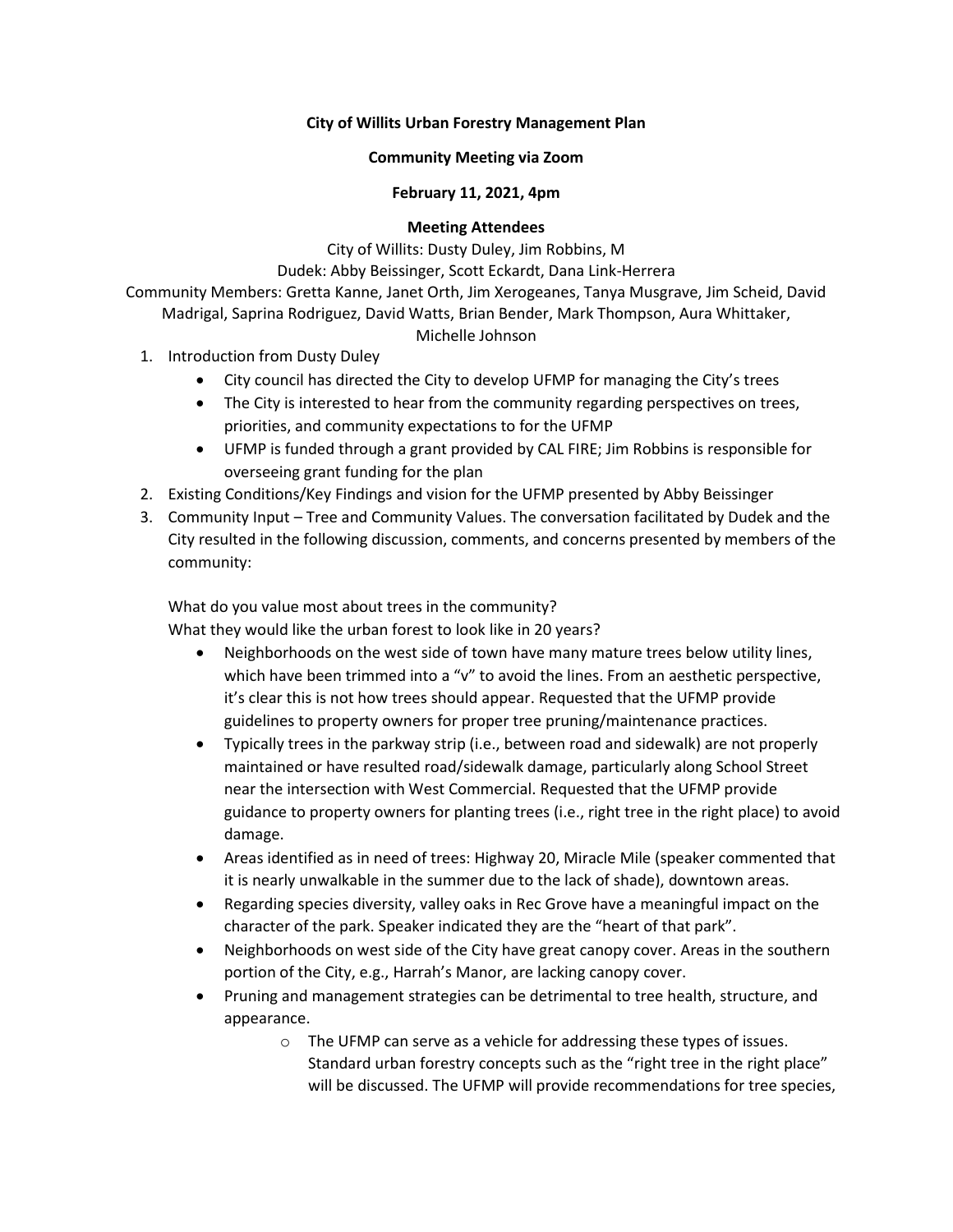**City of Willits Urban Forestry Management Plan**

**Community Meeting via Zoom**

**February 11, 2021, 4pm**

**Meeting Attendees**

City of Willits: Dusty Duley, Jim Robbins, M
Dudek: Abby Beissinger, Scott Eckardt, Dana Link-Herrera
Community Members: Gretta Kanne, Janet Orth, Jim Xerogeanes, Tanya Musgrave, Jim Scheid, David Madrigal, Saprina Rodriguez, David Watts, Brian Bender, Mark Thompson, Aura Whittaker, Michelle Johnson

1. Introduction from Dusty Duley
    - City council has directed the City to develop UFMP for managing the City's trees
    - The City is interested to hear from the community regarding perspectives on trees, priorities, and community expectations to for the UFMP
    - UFMP is funded through a grant provided by CAL FIRE; Jim Robbins is responsible for overseeing grant funding for the plan
2. Existing Conditions/Key Findings and vision for the UFMP presented by Abby Beissinger
3. Community Input – Tree and Community Values. The conversation facilitated by Dudek and the City resulted in the following discussion, comments, and concerns presented by members of the community:

    What do you value most about trees in the community?
    What they would like the urban forest to look like in 20 years?

    - Neighborhoods on the west side of town have many mature trees below utility lines, which have been trimmed into a "v" to avoid the lines. From an aesthetic perspective, it's clear this is not how trees should appear. Requested that the UFMP provide guidelines to property owners for proper tree pruning/maintenance practices.
    - Typically trees in the parkway strip (i.e., between road and sidewalk) are not properly maintained or have resulted road/sidewalk damage, particularly along School Street near the intersection with West Commercial. Requested that the UFMP provide guidance to property owners for planting trees (i.e., right tree in the right place) to avoid damage.
    - Areas identified as in need of trees: Highway 20, Miracle Mile (speaker commented that it is nearly unwalkable in the summer due to the lack of shade), downtown areas.
    - Regarding species diversity, valley oaks in Rec Grove have a meaningful impact on the character of the park. Speaker indicated they are the "heart of that park".
    - Neighborhoods on west side of the City have great canopy cover. Areas in the southern portion of the City, e.g., Harrah's Manor, are lacking canopy cover.
    - Pruning and management strategies can be detrimental to tree health, structure, and appearance.
        - The UFMP can serve as a vehicle for addressing these types of issues. Standard urban forestry concepts such as the "right tree in the right place" will be discussed. The UFMP will provide recommendations for tree species,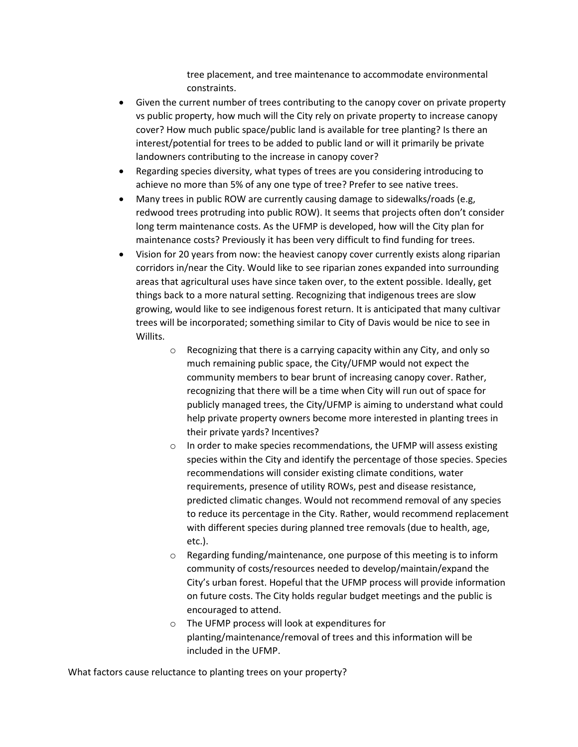tree placement, and tree maintenance to accommodate environmental constraints.

- Given the current number of trees contributing to the canopy cover on private property vs public property, how much will the City rely on private property to increase canopy cover? How much public space/public land is available for tree planting? Is there an interest/potential for trees to be added to public land or will it primarily be private landowners contributing to the increase in canopy cover?
- Regarding species diversity, what types of trees are you considering introducing to achieve no more than 5% of any one type of tree? Prefer to see native trees.
- Many trees in public ROW are currently causing damage to sidewalks/roads (e.g, redwood trees protruding into public ROW). It seems that projects often don't consider long term maintenance costs. As the UFMP is developed, how will the City plan for maintenance costs? Previously it has been very difficult to find funding for trees.
- Vision for 20 years from now: the heaviest canopy cover currently exists along riparian corridors in/near the City. Would like to see riparian zones expanded into surrounding areas that agricultural uses have since taken over, to the extent possible. Ideally, get things back to a more natural setting. Recognizing that indigenous trees are slow growing, would like to see indigenous forest return. It is anticipated that many cultivar trees will be incorporated; something similar to City of Davis would be nice to see in Willits.
    - Recognizing that there is a carrying capacity within any City, and only so much remaining public space, the City/UFMP would not expect the community members to bear brunt of increasing canopy cover. Rather, recognizing that there will be a time when City will run out of space for publicly managed trees, the City/UFMP is aiming to understand what could help private property owners become more interested in planting trees in their private yards? Incentives?
    - In order to make species recommendations, the UFMP will assess existing species within the City and identify the percentage of those species. Species recommendations will consider existing climate conditions, water requirements, presence of utility ROWs, pest and disease resistance, predicted climatic changes. Would not recommend removal of any species to reduce its percentage in the City. Rather, would recommend replacement with different species during planned tree removals (due to health, age, etc.).
    - Regarding funding/maintenance, one purpose of this meeting is to inform community of costs/resources needed to develop/maintain/expand the City's urban forest. Hopeful that the UFMP process will provide information on future costs. The City holds regular budget meetings and the public is encouraged to attend.
    - The UFMP process will look at expenditures for planting/maintenance/removal of trees and this information will be included in the UFMP.

What factors cause reluctance to planting trees on your property?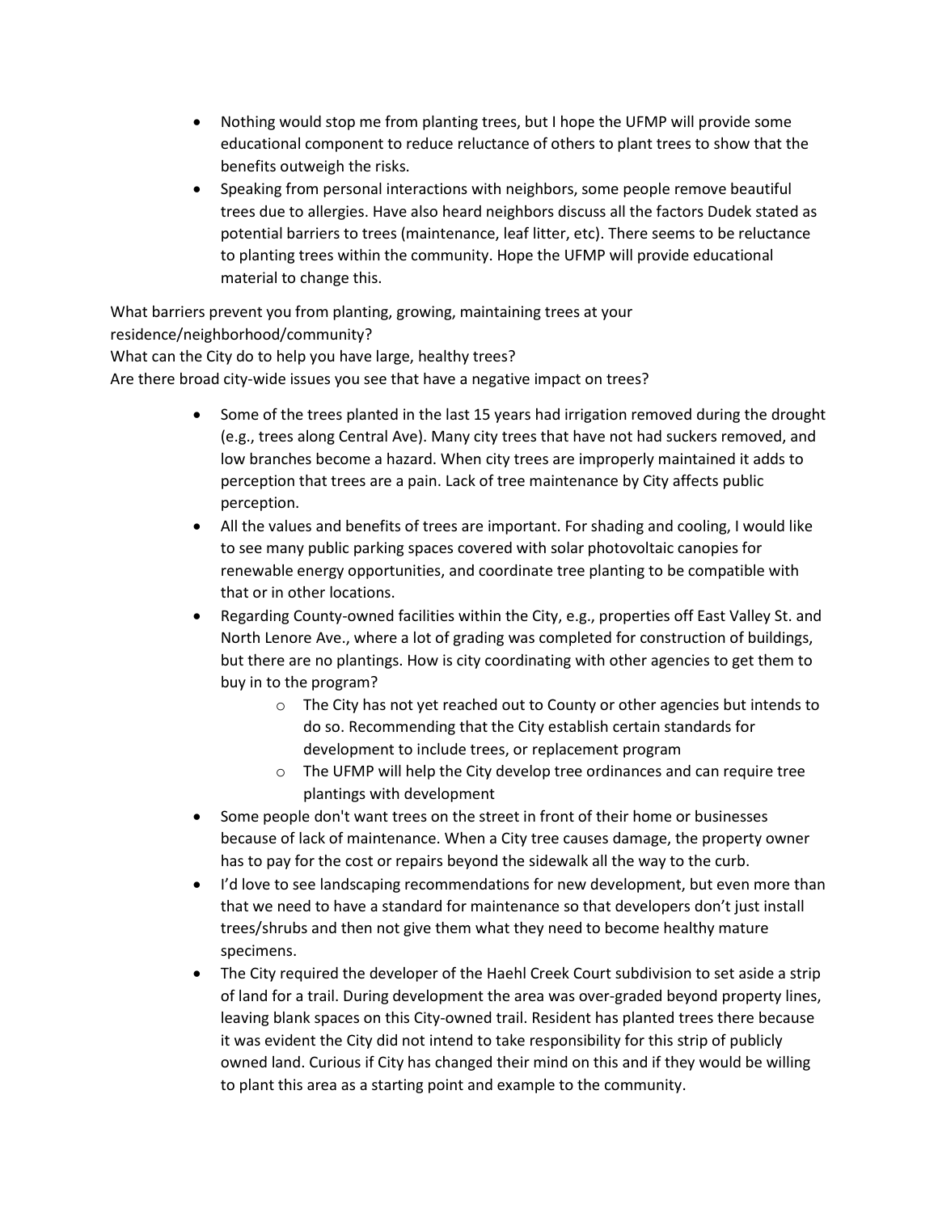- Nothing would stop me from planting trees, but I hope the UFMP will provide some educational component to reduce reluctance of others to plant trees to show that the benefits outweigh the risks.
- Speaking from personal interactions with neighbors, some people remove beautiful trees due to allergies. Have also heard neighbors discuss all the factors Dudek stated as potential barriers to trees (maintenance, leaf litter, etc). There seems to be reluctance to planting trees within the community. Hope the UFMP will provide educational material to change this.

What barriers prevent you from planting, growing, maintaining trees at your residence/neighborhood/community?
What can the City do to help you have large, healthy trees?
Are there broad city-wide issues you see that have a negative impact on trees?

- Some of the trees planted in the last 15 years had irrigation removed during the drought (e.g., trees along Central Ave). Many city trees that have not had suckers removed, and low branches become a hazard. When city trees are improperly maintained it adds to perception that trees are a pain. Lack of tree maintenance by City affects public perception.
- All the values and benefits of trees are important. For shading and cooling, I would like to see many public parking spaces covered with solar photovoltaic canopies for renewable energy opportunities, and coordinate tree planting to be compatible with that or in other locations.
- Regarding County-owned facilities within the City, e.g., properties off East Valley St. and North Lenore Ave., where a lot of grading was completed for construction of buildings, but there are no plantings. How is city coordinating with other agencies to get them to buy in to the program?
  - The City has not yet reached out to County or other agencies but intends to do so. Recommending that the City establish certain standards for development to include trees, or replacement program
  - The UFMP will help the City develop tree ordinances and can require tree plantings with development
- Some people don't want trees on the street in front of their home or businesses because of lack of maintenance. When a City tree causes damage, the property owner has to pay for the cost or repairs beyond the sidewalk all the way to the curb.
- I'd love to see landscaping recommendations for new development, but even more than that we need to have a standard for maintenance so that developers don't just install trees/shrubs and then not give them what they need to become healthy mature specimens.
- The City required the developer of the Haehl Creek Court subdivision to set aside a strip of land for a trail. During development the area was over-graded beyond property lines, leaving blank spaces on this City-owned trail. Resident has planted trees there because it was evident the City did not intend to take responsibility for this strip of publicly owned land. Curious if City has changed their mind on this and if they would be willing to plant this area as a starting point and example to the community.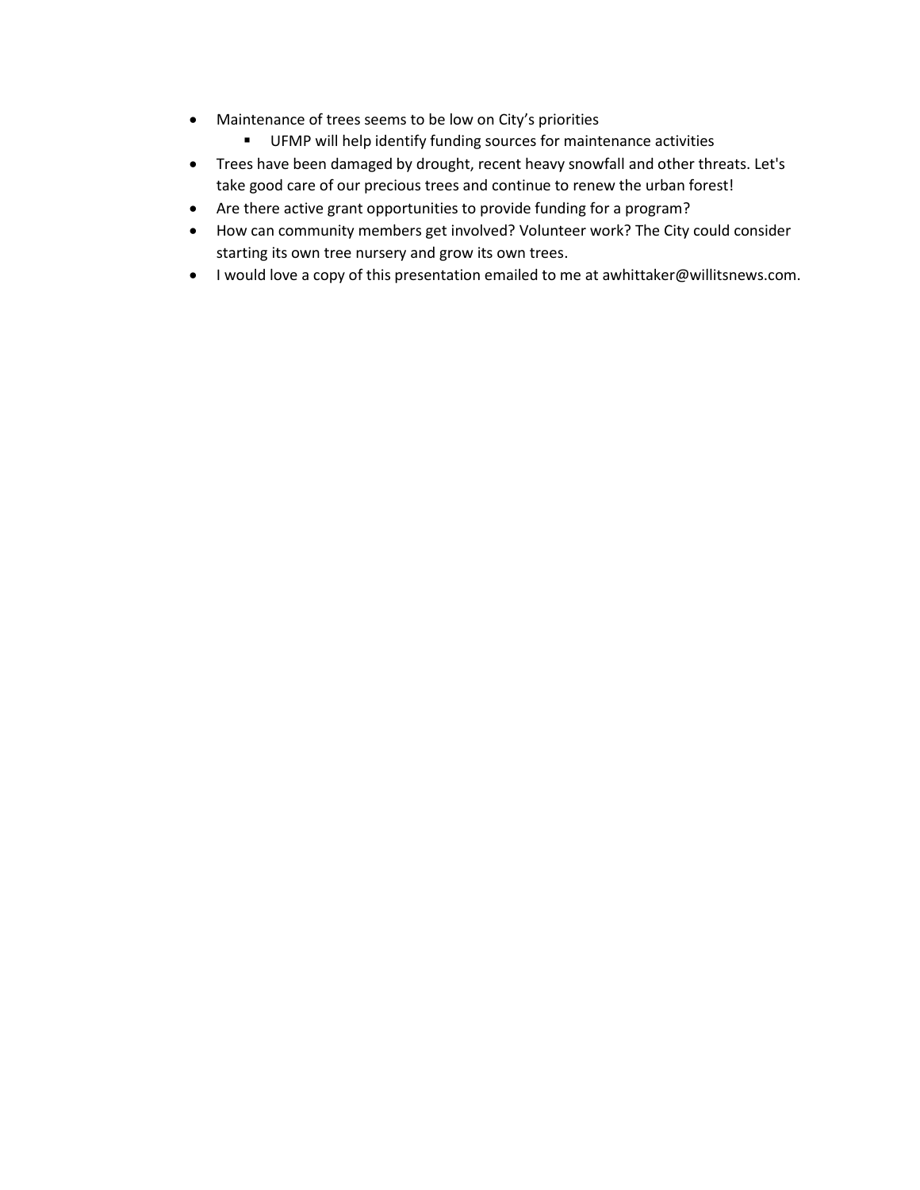- Maintenance of trees seems to be low on City's priorities
    - UFMP will help identify funding sources for maintenance activities
- Trees have been damaged by drought, recent heavy snowfall and other threats. Let's take good care of our precious trees and continue to renew the urban forest!
- Are there active grant opportunities to provide funding for a program?
- How can community members get involved? Volunteer work? The City could consider starting its own tree nursery and grow its own trees.
- I would love a copy of this presentation emailed to me at awhittaker@willitsnews.com.